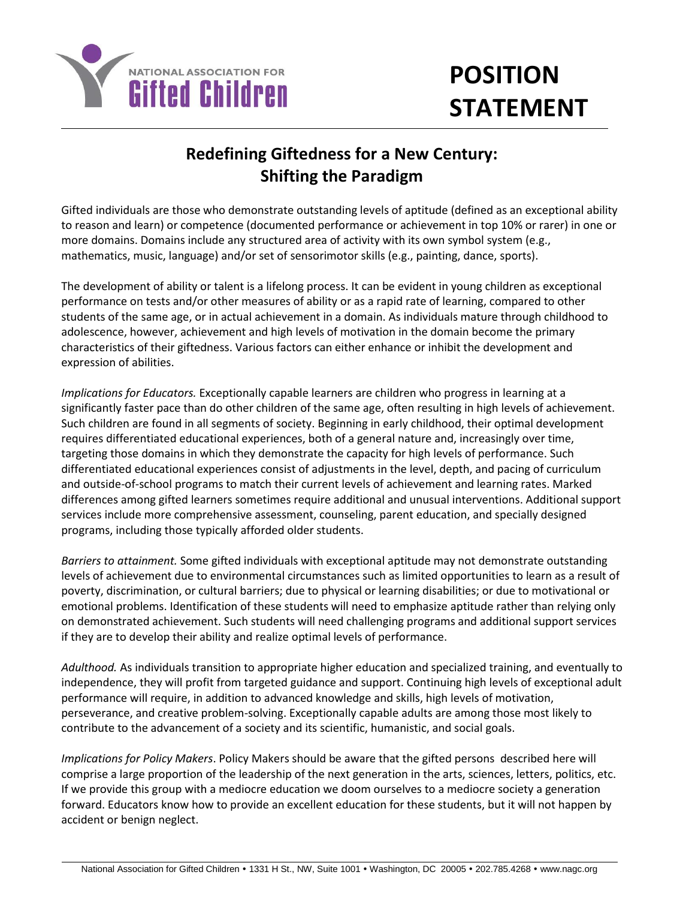NATIONAL ASSOCIATION FOR **Gifted Children**

# POSITION STATEMENT

## Redefining Giftedness for a New Century: Shifting the Paradigm

Gifted individuals are those who demonstrate outstanding levels of aptitude (defined as an exceptional ability to reason and learn) or competence (documented performance or achievement in top 10% or rarer) in one or more domains. Domains include any structured area of activity with its own symbol system (e.g., mathematics, music, language) and/or set of sensorimotor skills (e.g., painting, dance, sports).

The development of ability or talent is a lifelong process. It can be evident in young children as exceptional performance on tests and/or other measures of ability or as a rapid rate of learning, compared to other students of the same age, or in actual achievement in a domain. As individuals mature through childhood to adolescence, however, achievement and high levels of motivation in the domain become the primary characteristics of their giftedness. Various factors can either enhance or inhibit the development and expression of abilities.

*Implications for Educators.* Exceptionally capable learners are children who progress in learning at a significantly faster pace than do other children of the same age, often resulting in high levels of achievement. Such children are found in all segments of society. Beginning in early childhood, their optimal development requires differentiated educational experiences, both of a general nature and, increasingly over time, targeting those domains in which they demonstrate the capacity for high levels of performance. Such differentiated educational experiences consist of adjustments in the level, depth, and pacing of curriculum and outside-of-school programs to match their current levels of achievement and learning rates. Marked differences among gifted learners sometimes require additional and unusual interventions. Additional support services include more comprehensive assessment, counseling, parent education, and specially designed programs, including those typically afforded older students.

*Barriers to attainment.* Some gifted individuals with exceptional aptitude may not demonstrate outstanding levels of achievement due to environmental circumstances such as limited opportunities to learn as a result of poverty, discrimination, or cultural barriers; due to physical or learning disabilities; or due to motivational or emotional problems. Identification of these students will need to emphasize aptitude rather than relying only on demonstrated achievement. Such students will need challenging programs and additional support services if they are to develop their ability and realize optimal levels of performance.

*Adulthood.* As individuals transition to appropriate higher education and specialized training, and eventually to independence, they will profit from targeted guidance and support. Continuing high levels of exceptional adult performance will require, in addition to advanced knowledge and skills, high levels of motivation, perseverance, and creative problem-solving. Exceptionally capable adults are among those most likely to contribute to the advancement of a society and its scientific, humanistic, and social goals.

*Implications for Policy Makers*. Policy Makers should be aware that the gifted persons described here will comprise a large proportion of the leadership of the next generation in the arts, sciences, letters, politics, etc. If we provide this group with a mediocre education we doom ourselves to a mediocre society a generation forward. Educators know how to provide an excellent education for these students, but it will not happen by accident or benign neglect.

National Association for Gifted Children • 1331 H St., NW, Suite 1001 • Washington, DC 20005 • 202.785.4268 • www.nagc.org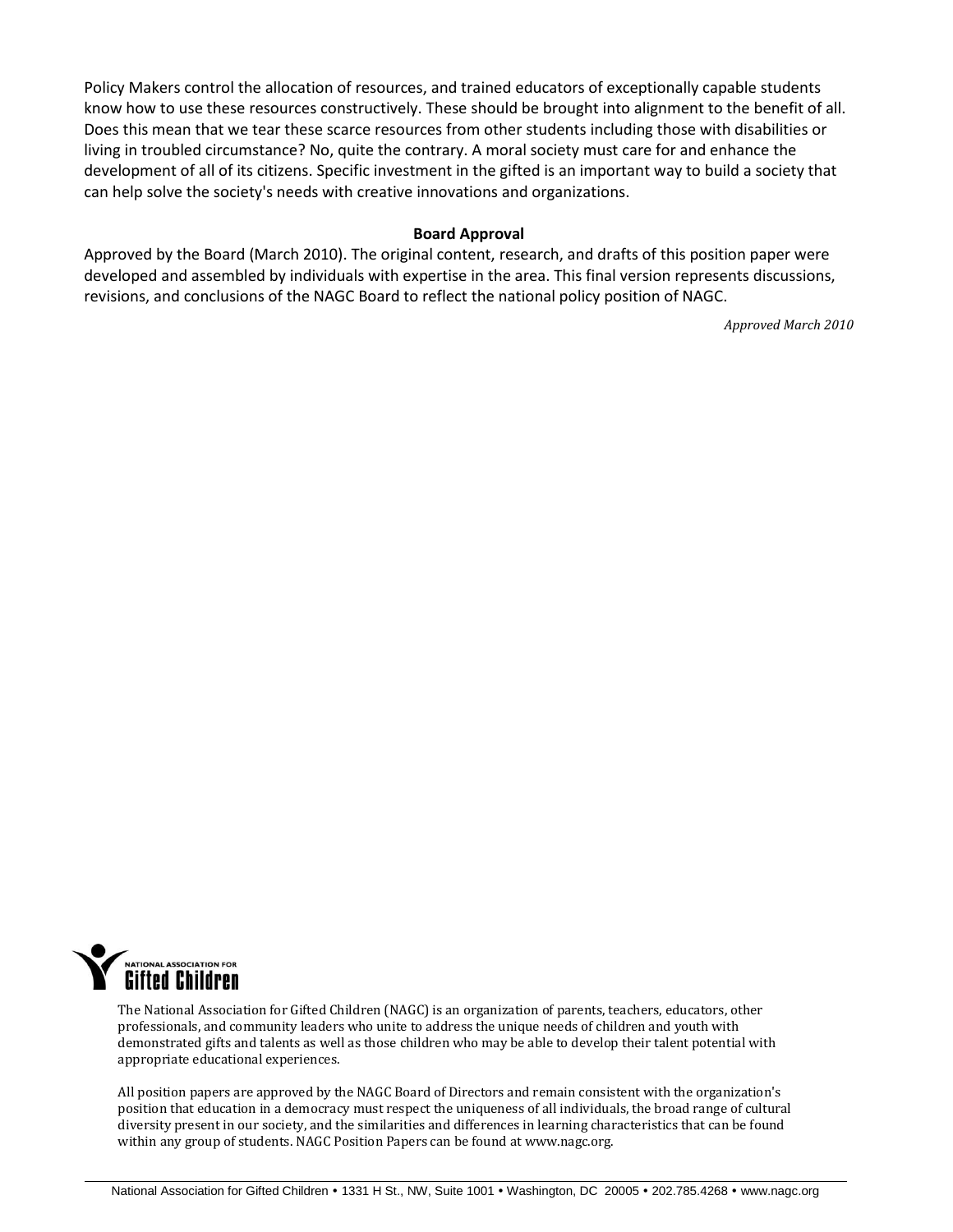Policy Makers control the allocation of resources, and trained educators of exceptionally capable students know how to use these resources constructively. These should be brought into alignment to the benefit of all. Does this mean that we tear these scarce resources from other students including those with disabilities or living in troubled circumstance? No, quite the contrary. A moral society must care for and enhance the development of all of its citizens. Specific investment in the gifted is an important way to build a society that can help solve the society's needs with creative innovations and organizations.

**Board Approval**

Approved by the Board (March 2010). The original content, research, and drafts of this position paper were developed and assembled by individuals with expertise in the area. This final version represents discussions, revisions, and conclusions of the NAGC Board to reflect the national policy position of NAGC.

*Approved March 2010*

NATIONAL ASSOCIATION FOR
**Gifted Children**

The National Association for Gifted Children (NAGC) is an organization of parents, teachers, educators, other professionals, and community leaders who unite to address the unique needs of children and youth with demonstrated gifts and talents as well as those children who may be able to develop their talent potential with appropriate educational experiences.

All position papers are approved by the NAGC Board of Directors and remain consistent with the organization's position that education in a democracy must respect the uniqueness of all individuals, the broad range of cultural diversity present in our society, and the similarities and differences in learning characteristics that can be found within any group of students. NAGC Position Papers can be found at www.nagc.org.

National Association for Gifted Children • 1331 H St., NW, Suite 1001 • Washington, DC 20005 • 202.785.4268 • www.nagc.org